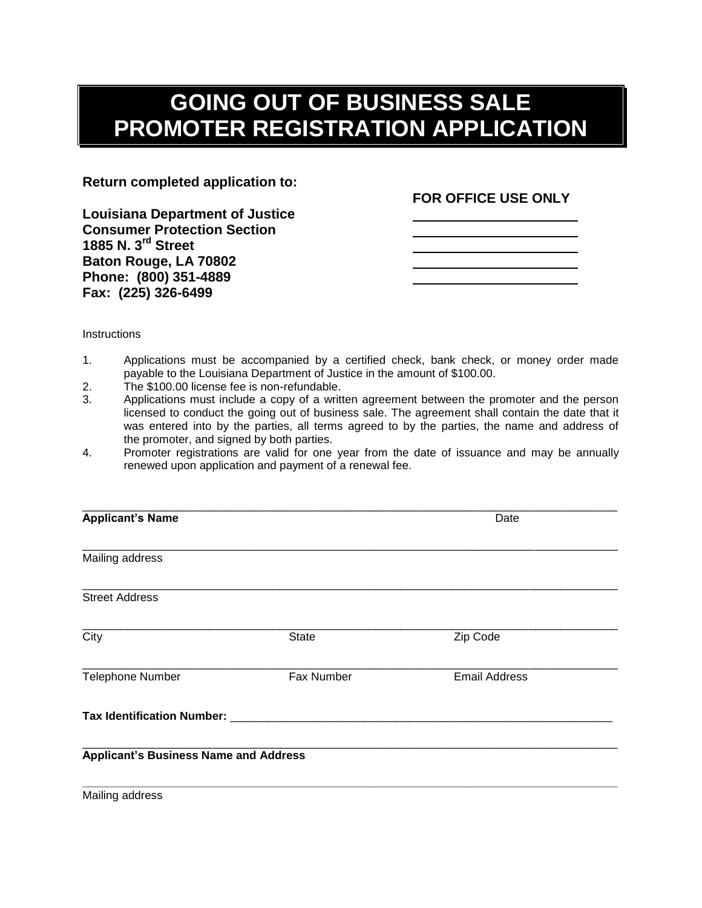# GOING OUT OF BUSINESS SALE PROMOTER REGISTRATION APPLICATION

**Return completed application to:**

**Louisiana Department of Justice**
**Consumer Protection Section**
**1885 N. 3rd Street**
**Baton Rouge, LA 70802**
**Phone: (800) 351-4889**
**Fax: (225) 326-6499**

**FOR OFFICE USE ONLY**

\_\_\_\_\_\_\_\_\_\_\_\_\_\_\_\_\_\_\_\_\_\_

\_\_\_\_\_\_\_\_\_\_\_\_\_\_\_\_\_\_\_\_\_\_

\_\_\_\_\_\_\_\_\_\_\_\_\_\_\_\_\_\_\_\_\_\_

\_\_\_\_\_\_\_\_\_\_\_\_\_\_\_\_\_\_\_\_\_\_

\_\_\_\_\_\_\_\_\_\_\_\_\_\_\_\_\_\_\_\_\_\_

Instructions

1. Applications must be accompanied by a certified check, bank check, or money order made payable to the Louisiana Department of Justice in the amount of $100.00.
2. The $100.00 license fee is non-refundable.
3. Applications must include a copy of a written agreement between the promoter and the person licensed to conduct the going out of business sale. The agreement shall contain the date that it was entered into by the parties, all terms agreed to by the parties, the name and address of the promoter, and signed by both parties.
4. Promoter registrations are valid for one year from the date of issuance and may be annually renewed upon application and payment of a renewal fee.

\_\_\_\_\_\_\_\_\_\_\_\_\_\_\_\_\_\_\_\_\_\_\_\_\_\_\_\_\_\_\_\_\_\_\_\_\_\_\_\_\_\_\_\_\_\_\_\_\_\_\_\_\_\_\_\_\_\_\_\_\_\_\_\_\_\_\_\_\_\_\_\_

**Applicant's Name** Date

\_\_\_\_\_\_\_\_\_\_\_\_\_\_\_\_\_\_\_\_\_\_\_\_\_\_\_\_\_\_\_\_\_\_\_\_\_\_\_\_\_\_\_\_\_\_\_\_\_\_\_\_\_\_\_\_\_\_\_\_\_\_\_\_\_\_\_\_\_\_\_\_

Mailing address

\_\_\_\_\_\_\_\_\_\_\_\_\_\_\_\_\_\_\_\_\_\_\_\_\_\_\_\_\_\_\_\_\_\_\_\_\_\_\_\_\_\_\_\_\_\_\_\_\_\_\_\_\_\_\_\_\_\_\_\_\_\_\_\_\_\_\_\_\_\_\_\_

Street Address

\_\_\_\_\_\_\_\_\_\_\_\_\_\_\_\_\_\_\_\_\_\_\_\_\_\_\_\_\_\_\_\_\_\_\_\_\_\_\_\_\_\_\_\_\_\_\_\_\_\_\_\_\_\_\_\_\_\_\_\_\_\_\_\_\_\_\_\_\_\_\_\_

City State Zip Code

\_\_\_\_\_\_\_\_\_\_\_\_\_\_\_\_\_\_\_\_\_\_\_\_\_\_\_\_\_\_\_\_\_\_\_\_\_\_\_\_\_\_\_\_\_\_\_\_\_\_\_\_\_\_\_\_\_\_\_\_\_\_\_\_\_\_\_\_\_\_\_\_

Telephone Number Fax Number Email Address

**Tax Identification Number:** \_\_\_\_\_\_\_\_\_\_\_\_\_\_\_\_\_\_\_\_\_\_\_\_\_\_\_\_\_\_\_\_\_\_\_\_\_\_\_\_\_\_\_\_\_\_\_\_\_\_

\_\_\_\_\_\_\_\_\_\_\_\_\_\_\_\_\_\_\_\_\_\_\_\_\_\_\_\_\_\_\_\_\_\_\_\_\_\_\_\_\_\_\_\_\_\_\_\_\_\_\_\_\_\_\_\_\_\_\_\_\_\_\_\_\_\_\_\_\_\_\_\_

**Applicant's Business Name and Address**

\_\_\_\_\_\_\_\_\_\_\_\_\_\_\_\_\_\_\_\_\_\_\_\_\_\_\_\_\_\_\_\_\_\_\_\_\_\_\_\_\_\_\_\_\_\_\_\_\_\_\_\_\_\_\_\_\_\_\_\_\_\_\_\_\_\_\_\_\_\_\_\_

Mailing address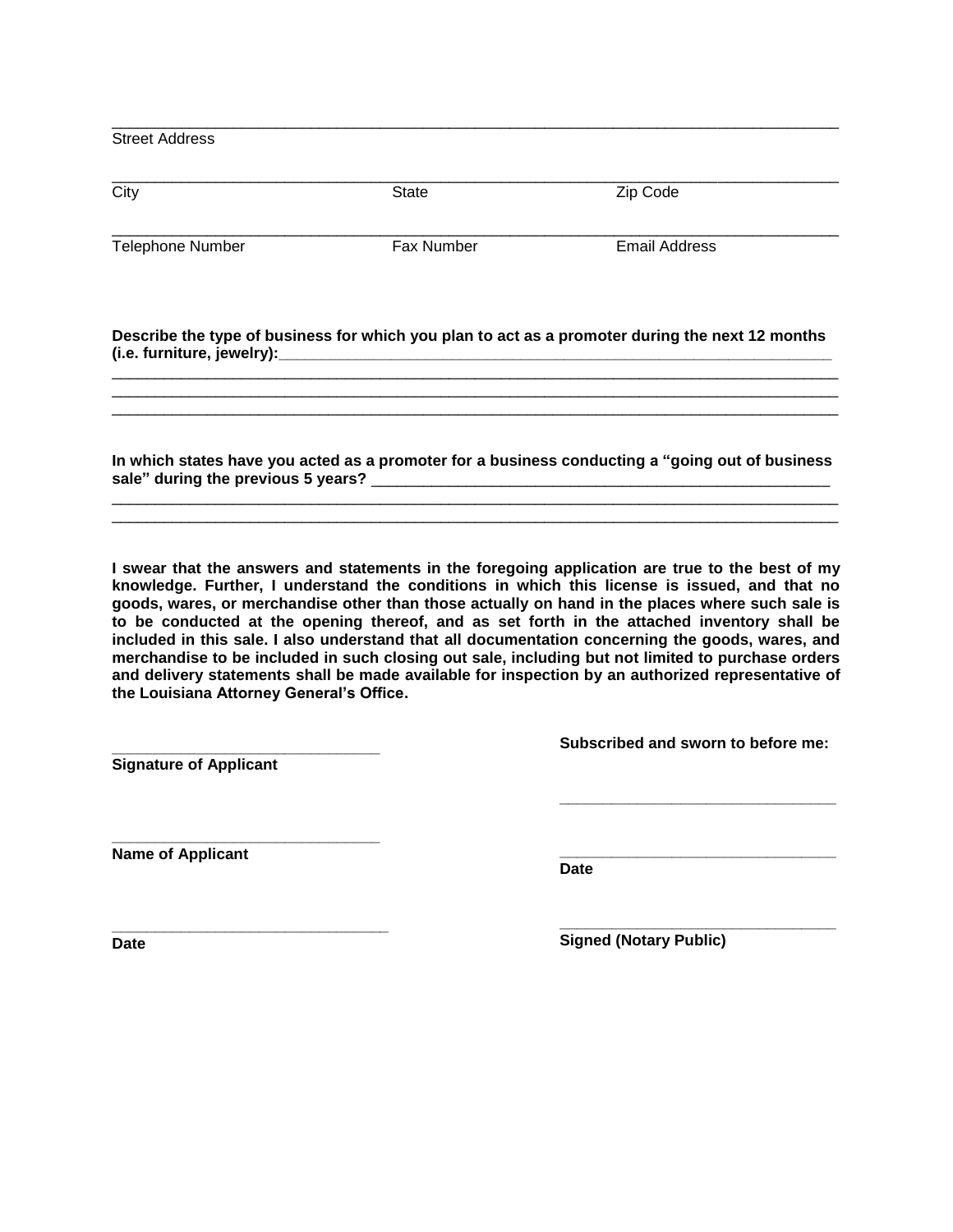\_\_\_\_\_\_\_\_\_\_\_\_\_\_\_\_\_\_\_\_\_\_\_\_\_\_\_\_\_\_\_\_\_\_\_\_\_\_\_\_\_\_\_\_\_\_\_\_\_\_\_\_\_\_\_\_\_\_\_\_\_\_\_\_\_\_\_\_\_\_\_\_\_\_\_\_\_\_\_\_

Street Address

\_\_\_\_\_\_\_\_\_\_\_\_\_\_\_\_\_\_\_\_\_\_\_\_\_\_\_\_\_\_\_\_\_\_\_\_\_\_\_\_\_\_\_\_\_\_\_\_\_\_\_\_\_\_\_\_\_\_\_\_\_\_\_\_\_\_\_\_\_\_\_\_\_\_\_\_\_\_\_\_

City State Zip Code

\_\_\_\_\_\_\_\_\_\_\_\_\_\_\_\_\_\_\_\_\_\_\_\_\_\_\_\_\_\_\_\_\_\_\_\_\_\_\_\_\_\_\_\_\_\_\_\_\_\_\_\_\_\_\_\_\_\_\_\_\_\_\_\_\_\_\_\_\_\_\_\_\_\_\_\_\_\_\_\_

Telephone Number Fax Number Email Address

**Describe the type of business for which you plan to act as a promoter during the next 12 months (i.e. furniture, jewelry):**\_\_\_\_\_\_\_\_\_\_\_\_\_\_\_\_\_\_\_\_\_\_\_\_\_\_\_\_\_\_\_\_\_\_\_\_\_\_\_\_\_\_\_\_\_\_\_\_\_\_\_\_\_\_\_\_\_\_\_\_

\_\_\_\_\_\_\_\_\_\_\_\_\_\_\_\_\_\_\_\_\_\_\_\_\_\_\_\_\_\_\_\_\_\_\_\_\_\_\_\_\_\_\_\_\_\_\_\_\_\_\_\_\_\_\_\_\_\_\_\_\_\_\_\_\_\_\_\_\_\_\_\_\_\_\_\_\_\_\_\_

\_\_\_\_\_\_\_\_\_\_\_\_\_\_\_\_\_\_\_\_\_\_\_\_\_\_\_\_\_\_\_\_\_\_\_\_\_\_\_\_\_\_\_\_\_\_\_\_\_\_\_\_\_\_\_\_\_\_\_\_\_\_\_\_\_\_\_\_\_\_\_\_\_\_\_\_\_\_\_\_

\_\_\_\_\_\_\_\_\_\_\_\_\_\_\_\_\_\_\_\_\_\_\_\_\_\_\_\_\_\_\_\_\_\_\_\_\_\_\_\_\_\_\_\_\_\_\_\_\_\_\_\_\_\_\_\_\_\_\_\_\_\_\_\_\_\_\_\_\_\_\_\_\_\_\_\_\_\_\_\_

**In which states have you acted as a promoter for a business conducting a "going out of business sale" during the previous 5 years?** \_\_\_\_\_\_\_\_\_\_\_\_\_\_\_\_\_\_\_\_\_\_\_\_\_\_\_\_\_\_\_\_\_\_\_\_\_\_\_\_\_\_\_\_\_\_\_\_\_\_\_\_

\_\_\_\_\_\_\_\_\_\_\_\_\_\_\_\_\_\_\_\_\_\_\_\_\_\_\_\_\_\_\_\_\_\_\_\_\_\_\_\_\_\_\_\_\_\_\_\_\_\_\_\_\_\_\_\_\_\_\_\_\_\_\_\_\_\_\_\_\_\_\_\_\_\_\_\_\_\_\_\_

\_\_\_\_\_\_\_\_\_\_\_\_\_\_\_\_\_\_\_\_\_\_\_\_\_\_\_\_\_\_\_\_\_\_\_\_\_\_\_\_\_\_\_\_\_\_\_\_\_\_\_\_\_\_\_\_\_\_\_\_\_\_\_\_\_\_\_\_\_\_\_\_\_\_\_\_\_\_\_\_

**I swear that the answers and statements in the foregoing application are true to the best of my knowledge. Further, I understand the conditions in which this license is issued, and that no goods, wares, or merchandise other than those actually on hand in the places where such sale is to be conducted at the opening thereof, and as set forth in the attached inventory shall be included in this sale. I also understand that all documentation concerning the goods, wares, and merchandise to be included in such closing out sale, including but not limited to purchase orders and delivery statements shall be made available for inspection by an authorized representative of the Louisiana Attorney General's Office.**

\_\_\_\_\_\_\_\_\_\_\_\_\_\_\_\_\_\_\_\_\_\_\_\_\_\_\_\_\_\_

**Signature of Applicant**

\_\_\_\_\_\_\_\_\_\_\_\_\_\_\_\_\_\_\_\_\_\_\_\_\_\_\_\_\_\_

**Name of Applicant**

\_\_\_\_\_\_\_\_\_\_\_\_\_\_\_\_\_\_\_\_\_\_\_\_\_\_\_\_\_\_

**Date**

**Subscribed and sworn to before me:**

\_\_\_\_\_\_\_\_\_\_\_\_\_\_\_\_\_\_\_\_\_\_\_\_\_\_\_\_\_\_

\_\_\_\_\_\_\_\_\_\_\_\_\_\_\_\_\_\_\_\_\_\_\_\_\_\_\_\_\_\_

**Date**

\_\_\_\_\_\_\_\_\_\_\_\_\_\_\_\_\_\_\_\_\_\_\_\_\_\_\_\_\_\_

**Signed (Notary Public)**